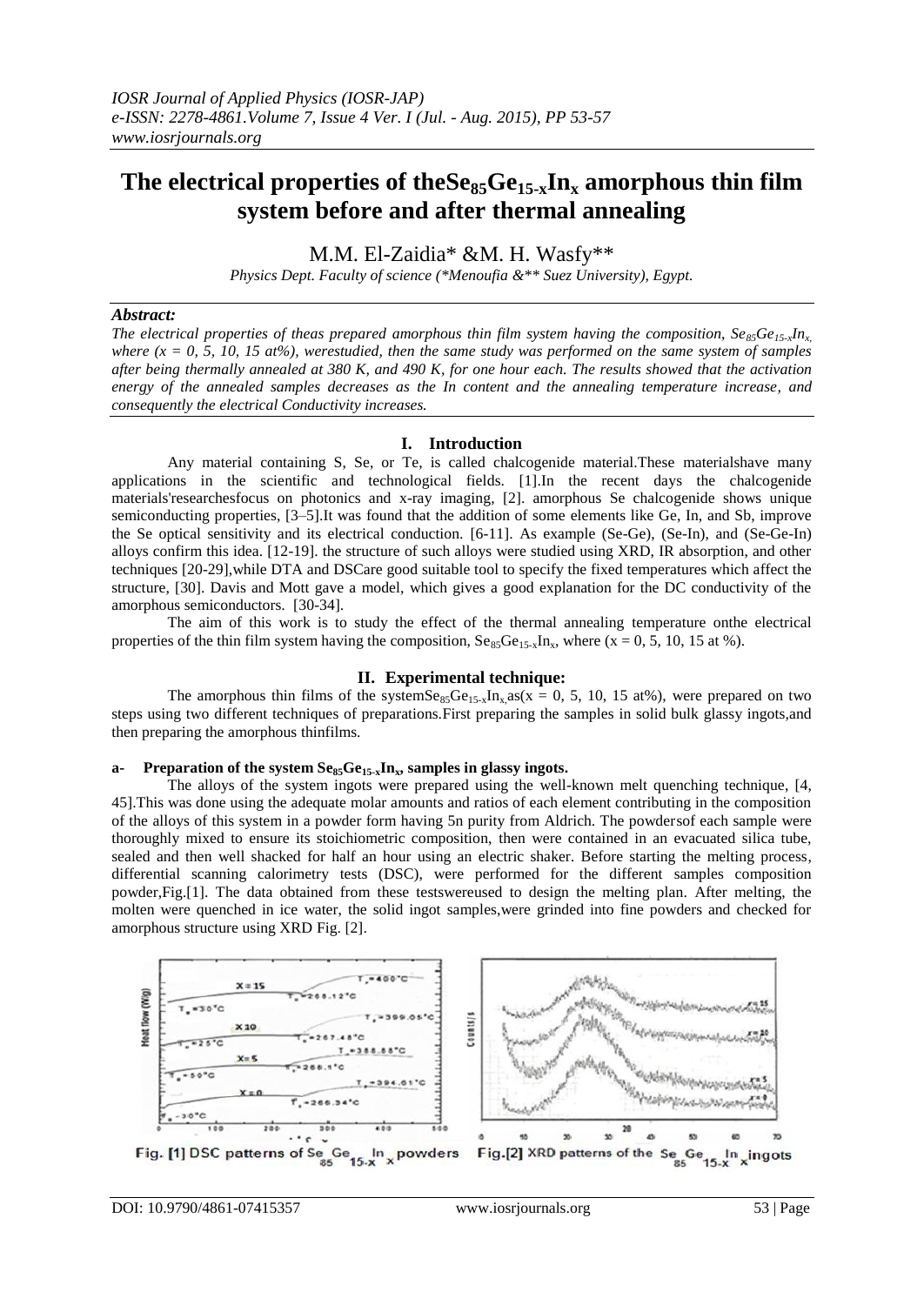# The electrical properties of the $Se_{85}Ge_{15-x}In_x$ amorphous thin film system before and after thermal annealing

M.M. El-Zaidia* &M. H. Wasfy**

*Physics Dept. Faculty of science (*Menoufia &** Suez University), Egypt.*

***Abstract:***

*The electrical properties of theas prepared amorphous thin film system having the composition, $Se_{85}Ge_{15-x}In_x$, where ($x = 0, 5, 10, 15$ at%), werestudied, then the same study was performed on the same system of samples after being thermally annealed at 380 K, and 490 K, for one hour each. The results showed that the activation energy of the annealed samples decreases as the In content and the annealing temperature increase, and consequently the electrical Conductivity increases.*

## I. Introduction

Any material containing S, Se, or Te, is called chalcogenide material.These materialshave many applications in the scientific and technological fields. [1].In the recent days the chalcogenide materials'researchesfocus on photonics and x-ray imaging, [2]. amorphous Se chalcogenide shows unique semiconducting properties, [3–5].It was found that the addition of some elements like Ge, In, and Sb, improve the Se optical sensitivity and its electrical conduction. [6-11]. As example (Se-Ge), (Se-In), and (Se-Ge-In) alloys confirm this idea. [12-19]. the structure of such alloys were studied using XRD, IR absorption, and other techniques [20-29],while DTA and DSCare good suitable tool to specify the fixed temperatures which affect the structure, [30]. Davis and Mott gave a model, which gives a good explanation for the DC conductivity of the amorphous semiconductors. [30-34].

The aim of this work is to study the effect of the thermal annealing temperature onthe electrical properties of the thin film system having the composition, $Se_{85}Ge_{15-x}In_x$, where ($x = 0, 5, 10, 15$ at %).

## II. Experimental technique:

The amorphous thin films of the system$Se_{85}Ge_{15-x}In_x$,as($x = 0, 5, 10, 15$ at%), were prepared on two steps using two different techniques of preparations.First preparing the samples in solid bulk glassy ingots,and then preparing the amorphous thinfilms.

### a- Preparation of the system $Se_{85}Ge_{15-x}In_x$, samples in glassy ingots.

The alloys of the system ingots were prepared using the well-known melt quenching technique, [4, 45].This was done using the adequate molar amounts and ratios of each element contributing in the composition of the alloys of this system in a powder form having 5n purity from Aldrich. The powdersof each sample were thoroughly mixed to ensure its stoichiometric composition, then were contained in an evacuated silica tube, sealed and then well shacked for half an hour using an electric shaker. Before starting the melting process, differential scanning calorimetry tests (DSC), were performed for the different samples composition powder,Fig.[1]. The data obtained from these testswereused to design the melting plan. After melting, the molten were quenched in ice water, the solid ingot samples,were grinded into fine powders and checked for amorphous structure using XRD Fig. [2].

Fig. [1] DSC patterns of $Se_{85}Ge_{15-x}In_x$ powders

Fig.[2] XRD patterns of the $Se_{85}Ge_{15-x}In_x$ ingots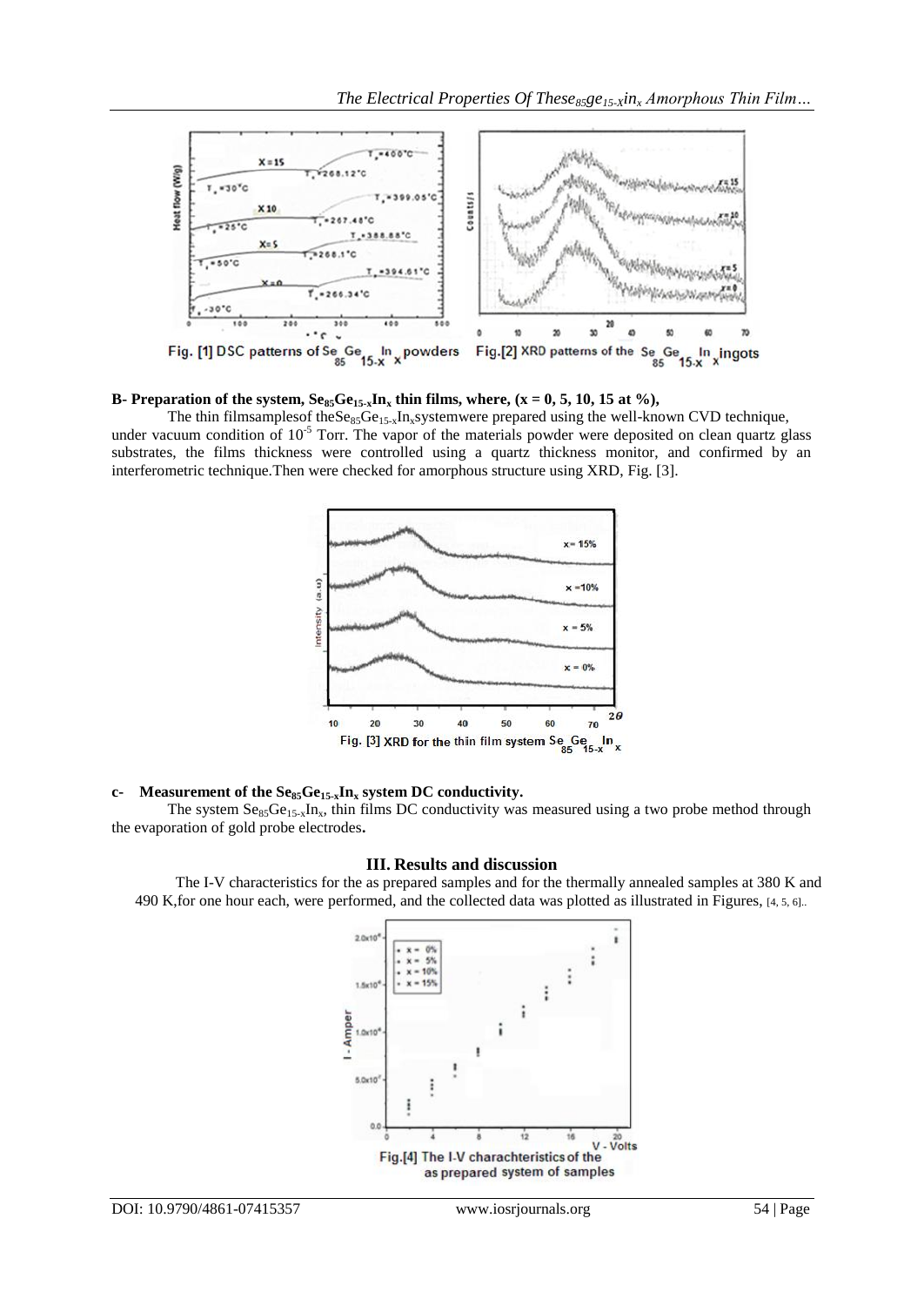Fig. [1] DSC patterns of $Se_{85}Ge_{15-x}In_x$ powders

Fig.[2] XRD patterns of the $Se_{85}Ge_{15-x}In_x$ ingots

**B- Preparation of the system, $Se_{85}Ge_{15-x}In_x$ thin films, where, (x = 0, 5, 10, 15 at %),**

The thin filmsamplesof the$Se_{85}Ge_{15-x}In_x$systemwere prepared using the well-known CVD technique, under vacuum condition of $10^{-5}$ Torr. The vapor of the materials powder were deposited on clean quartz glass substrates, the films thickness were controlled using a quartz thickness monitor, and confirmed by an interferometric technique.Then were checked for amorphous structure using XRD, Fig. [3].

Fig. [3] XRD for the thin film system $Se_{85}Ge_{15-x}In_x$

**c- Measurement of the $Se_{85}Ge_{15-x}In_x$ system DC conductivity.**

The system $Se_{85}Ge_{15-x}In_x$, thin films DC conductivity was measured using a two probe method through the evaporation of gold probe electrodes**.**

## III. Results and discussion

The I-V characteristics for the as prepared samples and for the thermally annealed samples at 380 K and 490 K,for one hour each, were performed, and the collected data was plotted as illustrated in Figures, [4, 5, 6]..

Fig.[4] The I-V charachteristics of the as prepared system of samples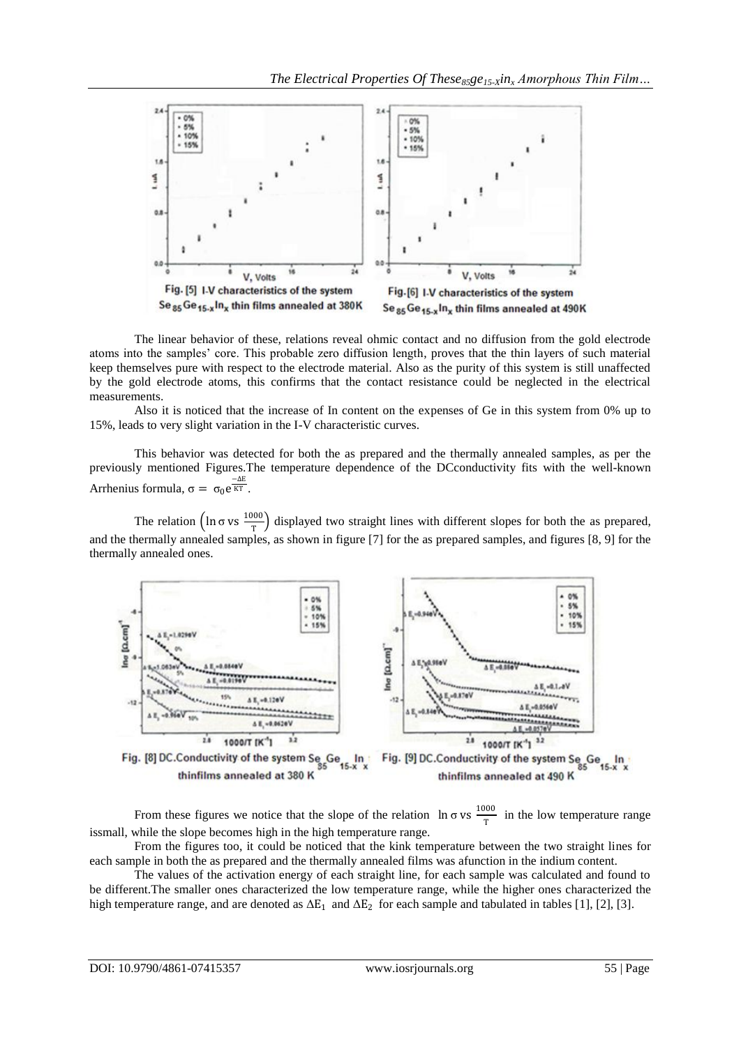Fig. [5] I-V characteristics of the system $Se_{85}Ge_{15-x}In_x$ thin films annealed at 380K

Fig.[6] I-V characteristics of the system $Se_{85}Ge_{15-x}In_x$ thin films annealed at 490K

The linear behavior of these, relations reveal ohmic contact and no diffusion from the gold electrode atoms into the samples' core. This probable zero diffusion length, proves that the thin layers of such material keep themselves pure with respect to the electrode material. Also as the purity of this system is still unaffected by the gold electrode atoms, this confirms that the contact resistance could be neglected in the electrical measurements.

Also it is noticed that the increase of In content on the expenses of Ge in this system from 0% up to 15%, leads to very slight variation in the I-V characteristic curves.

This behavior was detected for both the as prepared and the thermally annealed samples, as per the previously mentioned Figures.The temperature dependence of the DCconductivity fits with the well-known Arrhenius formula, $\sigma = \sigma_0 e^{\frac{-\Delta E}{KT}}$.

The relation $\left(\ln \sigma \text{ vs } \frac{1000}{T}\right)$ displayed two straight lines with different slopes for both the as prepared, and the thermally annealed samples, as shown in figure [7] for the as prepared samples, and figures [8, 9] for the thermally annealed ones.

Fig. [8] DC.Conductivity of the system $Se_{85}Ge_{15-x}In_x$ thinfilms annealed at 380 K

Fig. [9] DC.Conductivity of the system $Se_{85}Ge_{15-x}In_x$ thinfilms annealed at 490 K

From these figures we notice that the slope of the relation $\ln \sigma \text{ vs } \frac{1000}{T}$ in the low temperature range issmall, while the slope becomes high in the high temperature range.

From the figures too, it could be noticed that the kink temperature between the two straight lines for each sample in both the as prepared and the thermally annealed films was afunction in the indium content.

The values of the activation energy of each straight line, for each sample was calculated and found to be different.The smaller ones characterized the low temperature range, while the higher ones characterized the high temperature range, and are denoted as $\Delta E_1$ and $\Delta E_2$ for each sample and tabulated in tables [1], [2], [3].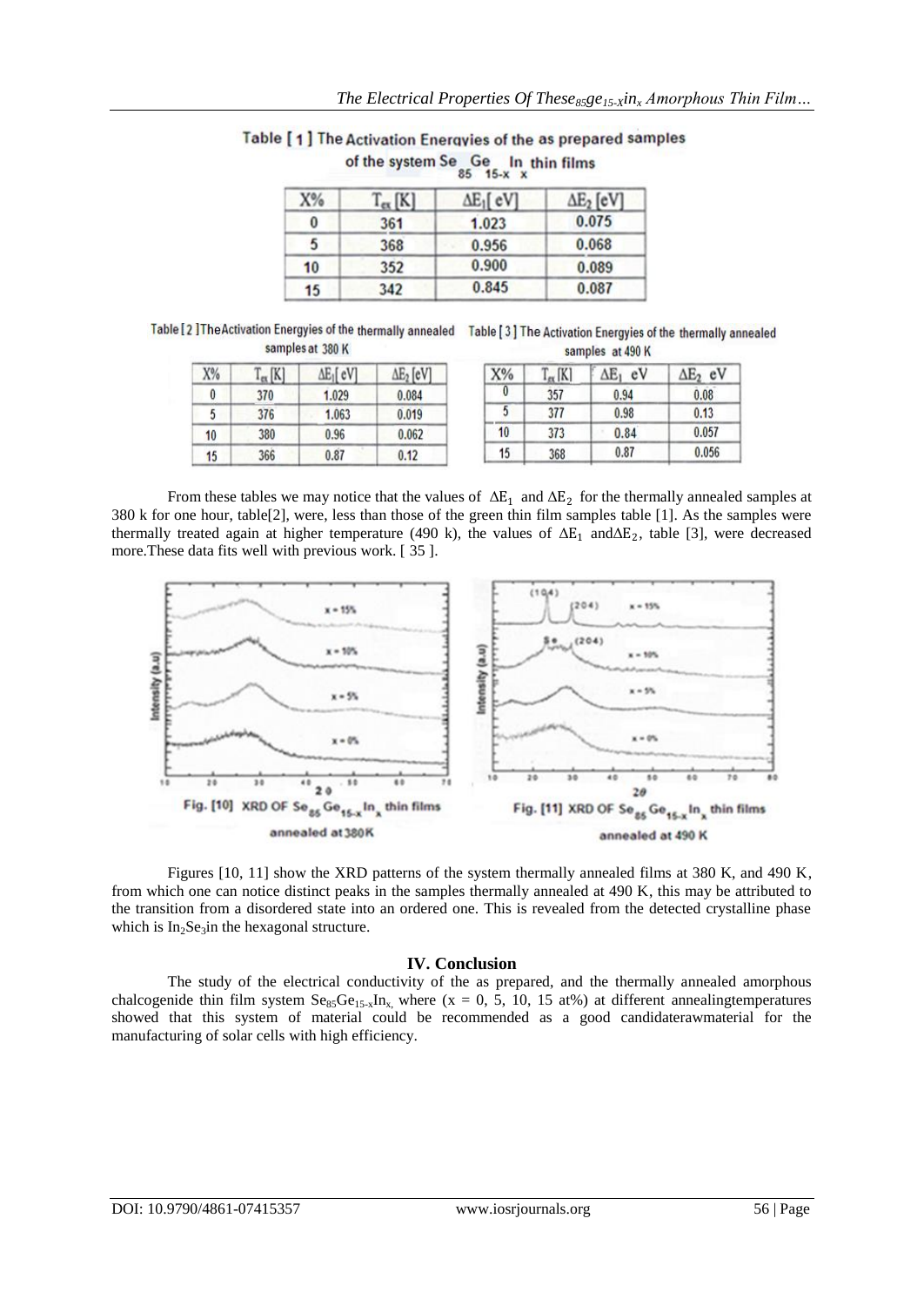Table [ 1 ] The Activation Energies of the as prepared samples of the system $Se_{85}Ge_{15-x}In_x$ thin films

| X% | $T_{ex}$ [K] | $\Delta E_1$[ eV] | $\Delta E_2$ [eV] |
|---|---|---|---|
| 0 | 361 | 1.023 | 0.075 |
| 5 | 368 | 0.956 | 0.068 |
| 10 | 352 | 0.900 | 0.089 |
| 15 | 342 | 0.845 | 0.087 |

Table [ 2 ] TheActivation Energyies of the thermally annealed samples at 380 K

| X% | $T_{ex}$ [K] | $\Delta E_1$[ eV] | $\Delta E_2$ [eV] |
|---|---|---|---|
| 0 | 370 | 1.029 | 0.084 |
| 5 | 376 | 1.063 | 0.019 |
| 10 | 380 | 0.96 | 0.062 |
| 15 | 366 | 0.87 | 0.12 |

Table [ 3 ] The Activation Energyies of the thermally annealed samples at 490 K

| X% | $T_{ex}$ [K] | $\Delta E_1$ eV | $\Delta E_2$ eV |
|---|---|---|---|
| 0 | 357 | 0.94 | 0.08 |
| 5 | 377 | 0.98 | 0.13 |
| 10 | 373 | 0.84 | 0.057 |
| 15 | 368 | 0.87 | 0.056 |

From these tables we may notice that the values of $\Delta E_1$ and $\Delta E_2$ for the thermally annealed samples at 380 k for one hour, table[2], were, less than those of the green thin film samples table [1]. As the samples were thermally treated again at higher temperature (490 k), the values of $\Delta E_1$ and$\Delta E_2$, table [3], were decreased more.These data fits well with previous work. [ 35 ].

Fig. [10] XRD OF $Se_{85}Ge_{15-x}In_x$ thin films annealed at380K

Fig. [11] XRD OF $Se_{85}Ge_{15-x}In_x$ thin films annealed at 490 K

Figures [10, 11] show the XRD patterns of the system thermally annealed films at 380 K, and 490 K, from which one can notice distinct peaks in the samples thermally annealed at 490 K, this may be attributed to the transition from a disordered state into an ordered one. This is revealed from the detected crystalline phase which is $In_2Se_3$in the hexagonal structure.

## IV. Conclusion

The study of the electrical conductivity of the as prepared, and the thermally annealed amorphous chalcogenide thin film system $Se_{85}Ge_{15-x}In_x$, where (x = 0, 5, 10, 15 at%) at different annealingtemperatures showed that this system of material could be recommended as a good candidaterawmaterial for the manufacturing of solar cells with high efficiency.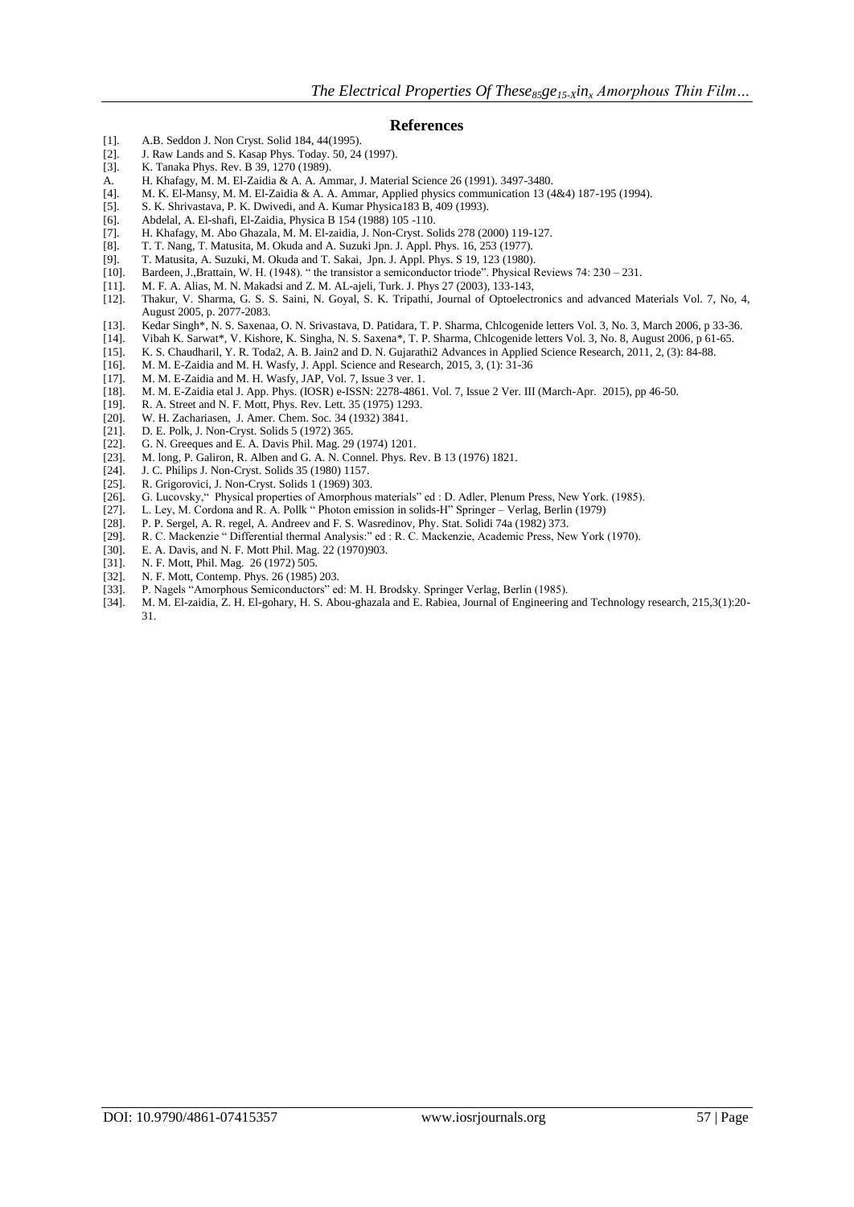## References

[1]. A.B. Seddon J. Non Cryst. Solid 184, 44(1995).
[2]. J. Raw Lands and S. Kasap Phys. Today. 50, 24 (1997).
[3]. K. Tanaka Phys. Rev. B 39, 1270 (1989).
A. H. Khafagy, M. M. El-Zaidia & A. A. Ammar, J. Material Science 26 (1991). 3497-3480.
[4]. M. K. El-Mansy, M. M. El-Zaidia & A. A. Ammar, Applied physics communication 13 (4&4) 187-195 (1994).
[5]. S. K. Shrivastava, P. K. Dwivedi, and A. Kumar Physica183 B, 409 (1993).
[6]. Abdelal, A. El-shafi, El-Zaidia, Physica B 154 (1988) 105 -110.
[7]. H. Khafagy, M. Abo Ghazala, M. M. El-zaidia, J. Non-Cryst. Solids 278 (2000) 119-127.
[8]. T. T. Nang, T. Matusita, M. Okuda and A. Suzuki Jpn. J. Appl. Phys. 16, 253 (1977).
[9]. T. Matusita, A. Suzuki, M. Okuda and T. Sakai, Jpn. J. Appl. Phys. S 19, 123 (1980).
[10]. Bardeen, J.,Brattain, W. H. (1948). " the transistor a semiconductor triode". Physical Reviews 74: 230 – 231.
[11]. M. F. A. Alias, M. N. Makadsi and Z. M. AL-ajeli, Turk. J. Phys 27 (2003), 133-143,
[12]. Thakur, V. Sharma, G. S. S. Saini, N. Goyal, S. K. Tripathi, Journal of Optoelectronics and advanced Materials Vol. 7, No, 4, August 2005, p. 2077-2083.
[13]. Kedar Singh*, N. S. Saxenaa, O. N. Srivastava, D. Patidara, T. P. Sharma, Chlcogenide letters Vol. 3, No. 3, March 2006, p 33-36.
[14]. Vibah K. Sarwat*, V. Kishore, K. Singha, N. S. Saxena*, T. P. Sharma, Chlcogenide letters Vol. 3, No. 8, August 2006, p 61-65.
[15]. K. S. Chaudharil, Y. R. Toda2, A. B. Jain2 and D. N. Gujarathi2 Advances in Applied Science Research, 2011, 2, (3): 84-88.
[16]. M. M. E-Zaidia and M. H. Wasfy, J. Appl. Science and Research, 2015, 3, (1): 31-36
[17]. M. M. E-Zaidia and M. H. Wasfy, JAP, Vol. 7, Issue 3 ver. 1.
[18]. M. M. E-Zaidia etal J. App. Phys. (IOSR) e-ISSN: 2278-4861. Vol. 7, Issue 2 Ver. III (March-Apr. 2015), pp 46-50.
[19]. R. A. Street and N. F. Mott, Phys. Rev. Lett. 35 (1975) 1293.
[20]. W. H. Zachariasen, J. Amer. Chem. Soc. 34 (1932) 3841.
[21]. D. E. Polk, J. Non-Cryst. Solids 5 (1972) 365.
[22]. G. N. Greeques and E. A. Davis Phil. Mag. 29 (1974) 1201.
[23]. M. long, P. Galiron, R. Alben and G. A. N. Connel. Phys. Rev. B 13 (1976) 1821.
[24]. J. C. Philips J. Non-Cryst. Solids 35 (1980) 1157.
[25]. R. Grigorovici, J. Non-Cryst. Solids 1 (1969) 303.
[26]. G. Lucovsky," Physical properties of Amorphous materials" ed : D. Adler, Plenum Press, New York. (1985).
[27]. L. Ley, M. Cordona and R. A. Pollk " Photon emission in solids-H" Springer – Verlag, Berlin (1979)
[28]. P. P. Sergel, A. R. regel, A. Andreev and F. S. Wasredinov, Phy. Stat. Solidi 74a (1982) 373.
[29]. R. C. Mackenzie " Differential thermal Analysis:" ed : R. C. Mackenzie, Academic Press, New York (1970).
[30]. E. A. Davis, and N. F. Mott Phil. Mag. 22 (1970)903.
[31]. N. F. Mott, Phil. Mag. 26 (1972) 505.
[32]. N. F. Mott, Contemp. Phys. 26 (1985) 203.
[33]. P. Nagels "Amorphous Semiconductors" ed: M. H. Brodsky. Springer Verlag, Berlin (1985).
[34]. M. M. El-zaidia, Z. H. El-gohary, H. S. Abou-ghazala and E. Rabiea, Journal of Engineering and Technology research, 215,3(1):20-31.